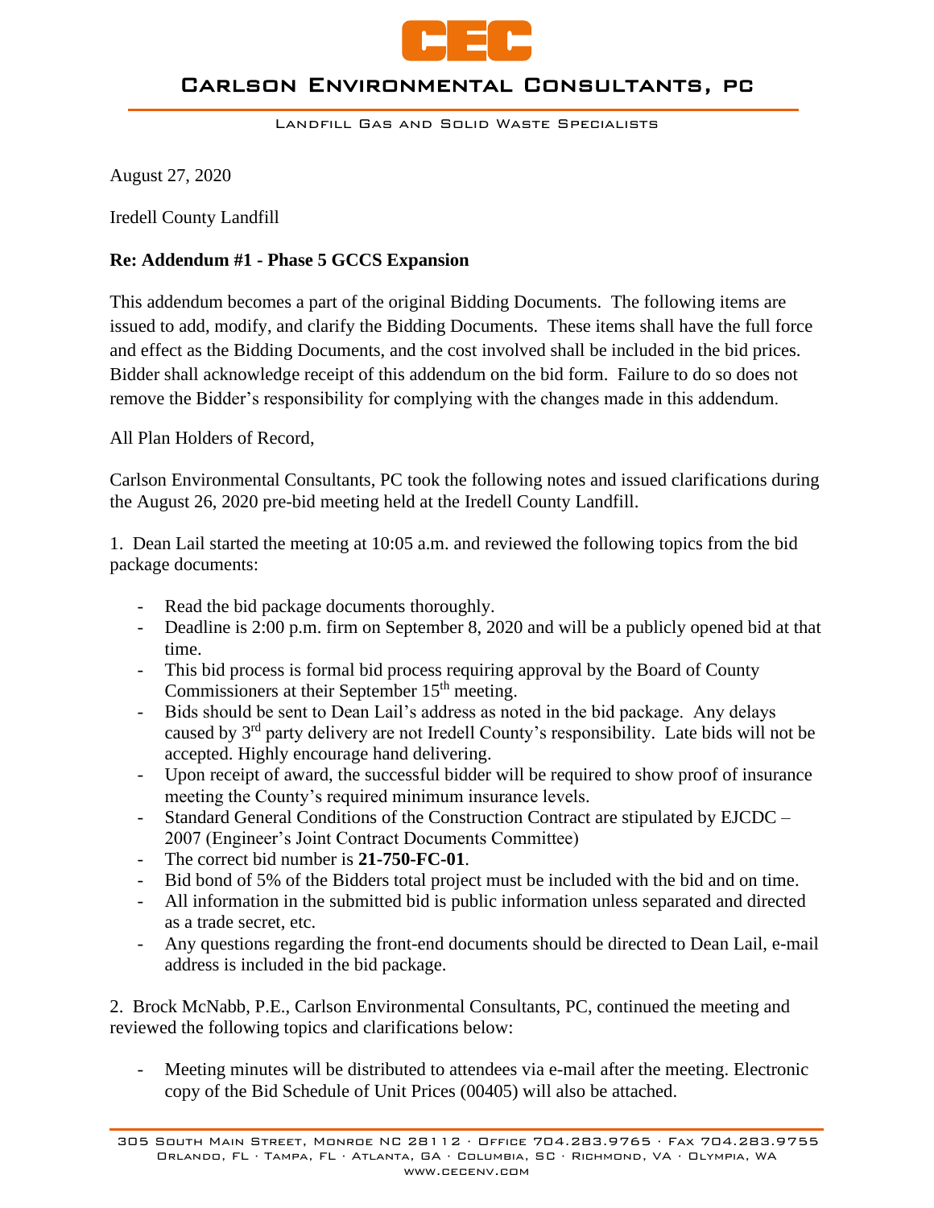# CEC

## Carlson Environmental Consultants, PC

Landfill Gas and Solid Waste Specialists

August 27, 2020

Iredell County Landfill

**Re: Addendum #1 - Phase 5 GCCS Expansion**

This addendum becomes a part of the original Bidding Documents. The following items are issued to add, modify, and clarify the Bidding Documents. These items shall have the full force and effect as the Bidding Documents, and the cost involved shall be included in the bid prices. Bidder shall acknowledge receipt of this addendum on the bid form. Failure to do so does not remove the Bidder's responsibility for complying with the changes made in this addendum.

All Plan Holders of Record,

Carlson Environmental Consultants, PC took the following notes and issued clarifications during the August 26, 2020 pre-bid meeting held at the Iredell County Landfill.

1. Dean Lail started the meeting at 10:05 a.m. and reviewed the following topics from the bid package documents:

- Read the bid package documents thoroughly.
- Deadline is 2:00 p.m. firm on September 8, 2020 and will be a publicly opened bid at that time.
- This bid process is formal bid process requiring approval by the Board of County Commissioners at their September 15th meeting.
- Bids should be sent to Dean Lail's address as noted in the bid package. Any delays caused by 3rd party delivery are not Iredell County's responsibility. Late bids will not be accepted. Highly encourage hand delivering.
- Upon receipt of award, the successful bidder will be required to show proof of insurance meeting the County's required minimum insurance levels.
- Standard General Conditions of the Construction Contract are stipulated by EJCDC – 2007 (Engineer's Joint Contract Documents Committee)
- The correct bid number is **21-750-FC-01**.
- Bid bond of 5% of the Bidders total project must be included with the bid and on time.
- All information in the submitted bid is public information unless separated and directed as a trade secret, etc.
- Any questions regarding the front-end documents should be directed to Dean Lail, e-mail address is included in the bid package.

2. Brock McNabb, P.E., Carlson Environmental Consultants, PC, continued the meeting and reviewed the following topics and clarifications below:

- Meeting minutes will be distributed to attendees via e-mail after the meeting. Electronic copy of the Bid Schedule of Unit Prices (00405) will also be attached.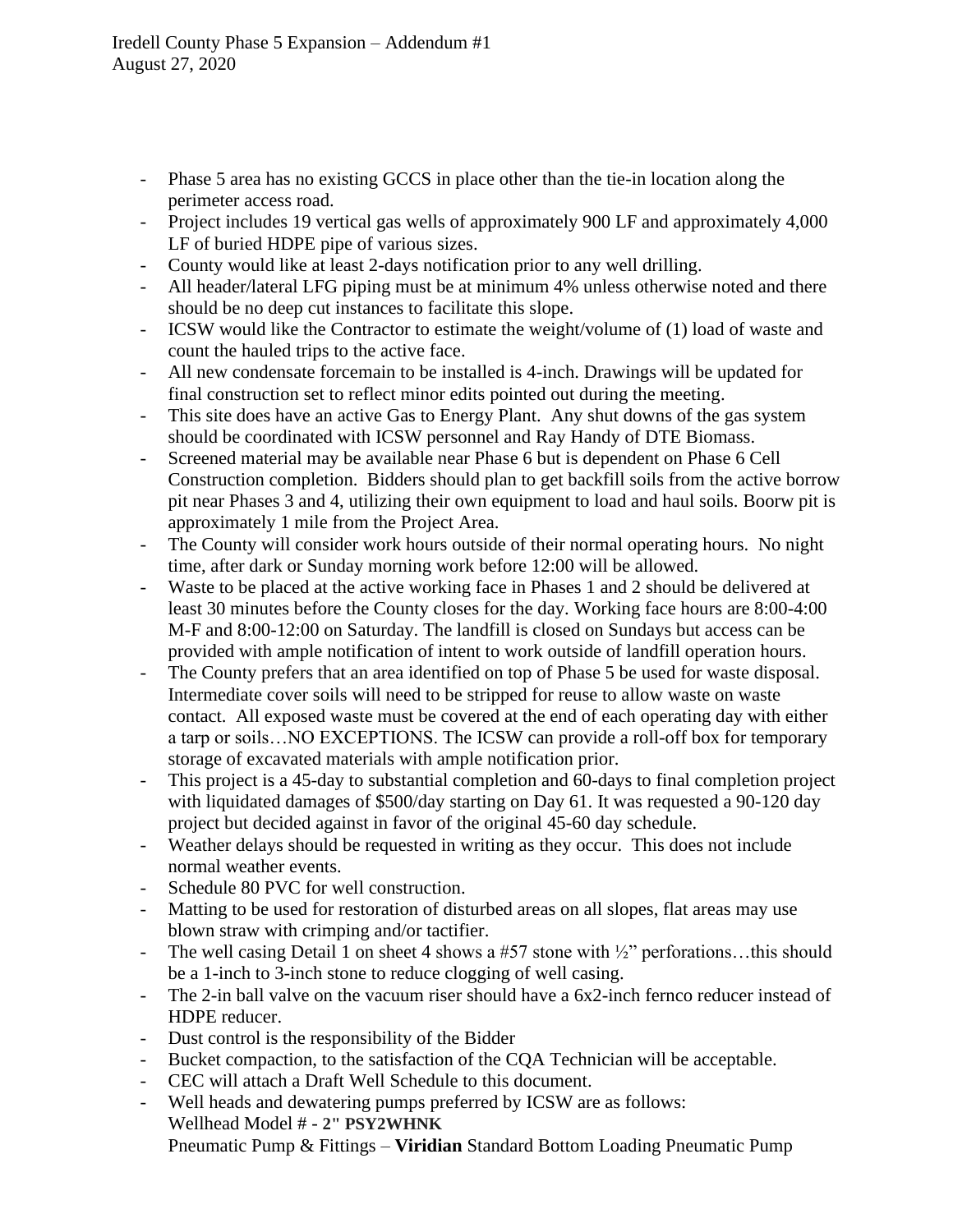- Phase 5 area has no existing GCCS in place other than the tie-in location along the perimeter access road.
- Project includes 19 vertical gas wells of approximately 900 LF and approximately 4,000 LF of buried HDPE pipe of various sizes.
- County would like at least 2-days notification prior to any well drilling.
- All header/lateral LFG piping must be at minimum 4% unless otherwise noted and there should be no deep cut instances to facilitate this slope.
- ICSW would like the Contractor to estimate the weight/volume of (1) load of waste and count the hauled trips to the active face.
- All new condensate forcemain to be installed is 4-inch. Drawings will be updated for final construction set to reflect minor edits pointed out during the meeting.
- This site does have an active Gas to Energy Plant. Any shut downs of the gas system should be coordinated with ICSW personnel and Ray Handy of DTE Biomass.
- Screened material may be available near Phase 6 but is dependent on Phase 6 Cell Construction completion. Bidders should plan to get backfill soils from the active borrow pit near Phases 3 and 4, utilizing their own equipment to load and haul soils. Boorw pit is approximately 1 mile from the Project Area.
- The County will consider work hours outside of their normal operating hours. No night time, after dark or Sunday morning work before 12:00 will be allowed.
- Waste to be placed at the active working face in Phases 1 and 2 should be delivered at least 30 minutes before the County closes for the day. Working face hours are 8:00-4:00 M-F and 8:00-12:00 on Saturday. The landfill is closed on Sundays but access can be provided with ample notification of intent to work outside of landfill operation hours.
- The County prefers that an area identified on top of Phase 5 be used for waste disposal. Intermediate cover soils will need to be stripped for reuse to allow waste on waste contact. All exposed waste must be covered at the end of each operating day with either a tarp or soils…NO EXCEPTIONS. The ICSW can provide a roll-off box for temporary storage of excavated materials with ample notification prior.
- This project is a 45-day to substantial completion and 60-days to final completion project with liquidated damages of $500/day starting on Day 61. It was requested a 90-120 day project but decided against in favor of the original 45-60 day schedule.
- Weather delays should be requested in writing as they occur. This does not include normal weather events.
- Schedule 80 PVC for well construction.
- Matting to be used for restoration of disturbed areas on all slopes, flat areas may use blown straw with crimping and/or tactifier.
- The well casing Detail 1 on sheet 4 shows a #57 stone with ½" perforations…this should be a 1-inch to 3-inch stone to reduce clogging of well casing.
- The 2-in ball valve on the vacuum riser should have a 6x2-inch fernco reducer instead of HDPE reducer.
- Dust control is the responsibility of the Bidder
- Bucket compaction, to the satisfaction of the CQA Technician will be acceptable.
- CEC will attach a Draft Well Schedule to this document.
- Well heads and dewatering pumps preferred by ICSW are as follows:
  Wellhead Model # - **2" PSY2WHNK**
  Pneumatic Pump & Fittings – **Viridian** Standard Bottom Loading Pneumatic Pump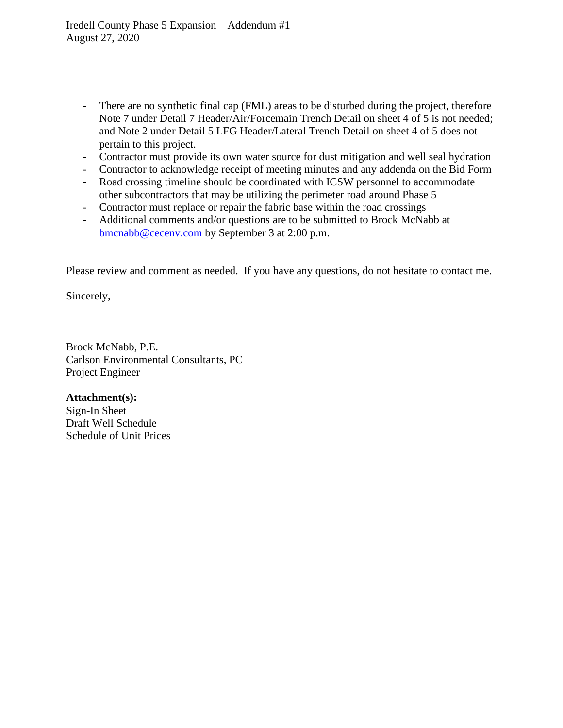- There are no synthetic final cap (FML) areas to be disturbed during the project, therefore Note 7 under Detail 7 Header/Air/Forcemain Trench Detail on sheet 4 of 5 is not needed; and Note 2 under Detail 5 LFG Header/Lateral Trench Detail on sheet 4 of 5 does not pertain to this project.
- Contractor must provide its own water source for dust mitigation and well seal hydration
- Contractor to acknowledge receipt of meeting minutes and any addenda on the Bid Form
- Road crossing timeline should be coordinated with ICSW personnel to accommodate other subcontractors that may be utilizing the perimeter road around Phase 5
- Contractor must replace or repair the fabric base within the road crossings
- Additional comments and/or questions are to be submitted to Brock McNabb at bmcnabb@cecenv.com by September 3 at 2:00 p.m.

Please review and comment as needed. If you have any questions, do not hesitate to contact me.

Sincerely,

Brock McNabb, P.E.
Carlson Environmental Consultants, PC
Project Engineer

**Attachment(s):**
Sign-In Sheet
Draft Well Schedule
Schedule of Unit Prices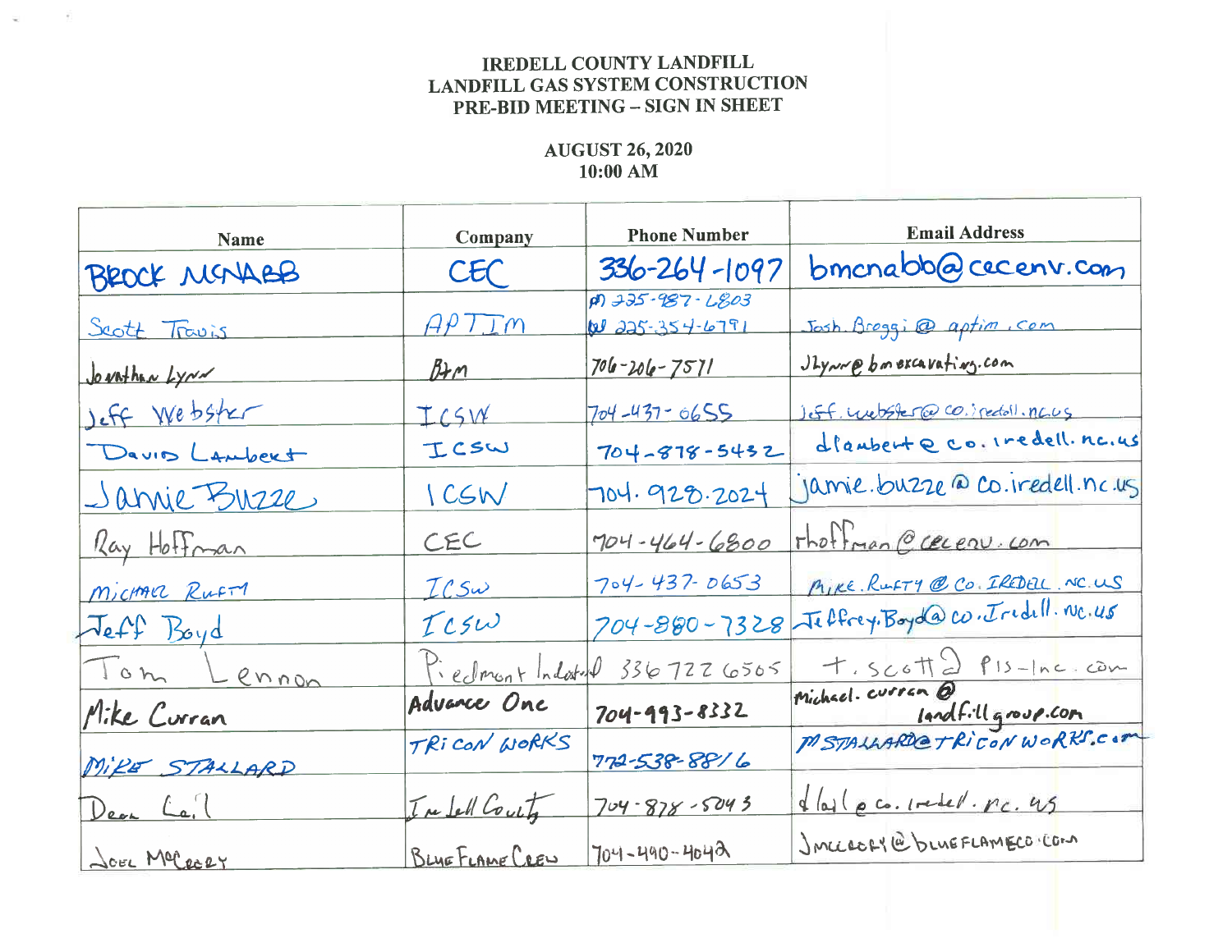# IREDELL COUNTY LANDFILL
# LANDFILL GAS SYSTEM CONSTRUCTION
# PRE-BID MEETING – SIGN IN SHEET

**AUGUST 26, 2020**
**10:00 AM**

| Name | Company | Phone Number | Email Address |
|---|---|---|---|
| BROCK MCNABB | CEC | 336-264-1097 | bmcnabb@cecenv.com |
| Scott Travis | APTIM | (o) 225-987-6803 (c) 225-354-6791 | Josh.Broggi@aptim.com |
| Jonathan Lynn | B+M | 706-206-7571 | JLynn@bmexcavating.com |
| Jeff Webster | ICSW | 704-437-0655 | Jeff.webster@co.iredell.nc.us |
| David Lambert | ICSW | 704-878-5432 | dlambert@co.iredell.nc.us |
| Jamie Buzze | ICSW | 704.928.2024 | jamie.buzze@co.iredell.nc.us |
| Ray Hoffman | CEC | 704-464-6800 | rhoffman@cecenv.com |
| MICHAEL RUFTY | ICSW | 704-437-0653 | MIKE.RUFTY@CO.IREDELL.NC.US |
| Jeff Boyd | ICSW | 704-880-7328 | Jeffrey.Boyd@co.Iredell.nc.us |
| Tom Lennon | Piedmont Industrial | 336 722 6505 | t.scott@pis-inc.com |
| Mike Curran | Advance One | 704-993-8332 | michael.curran@landfillgroup.com |
| MIKE STALLARD | TRICON WORKS | 772-538-8816 | MSTALLARD@TRICONWORKS.com |
| Dean Lail | Iredell County | 704-878-5043 | dlail@co.iredell.nc.us |
| JOEL McCRORY | BLUE FLAME CREW | 704-490-4042 | JMCCRORY@BLUEFLAMECO.COM |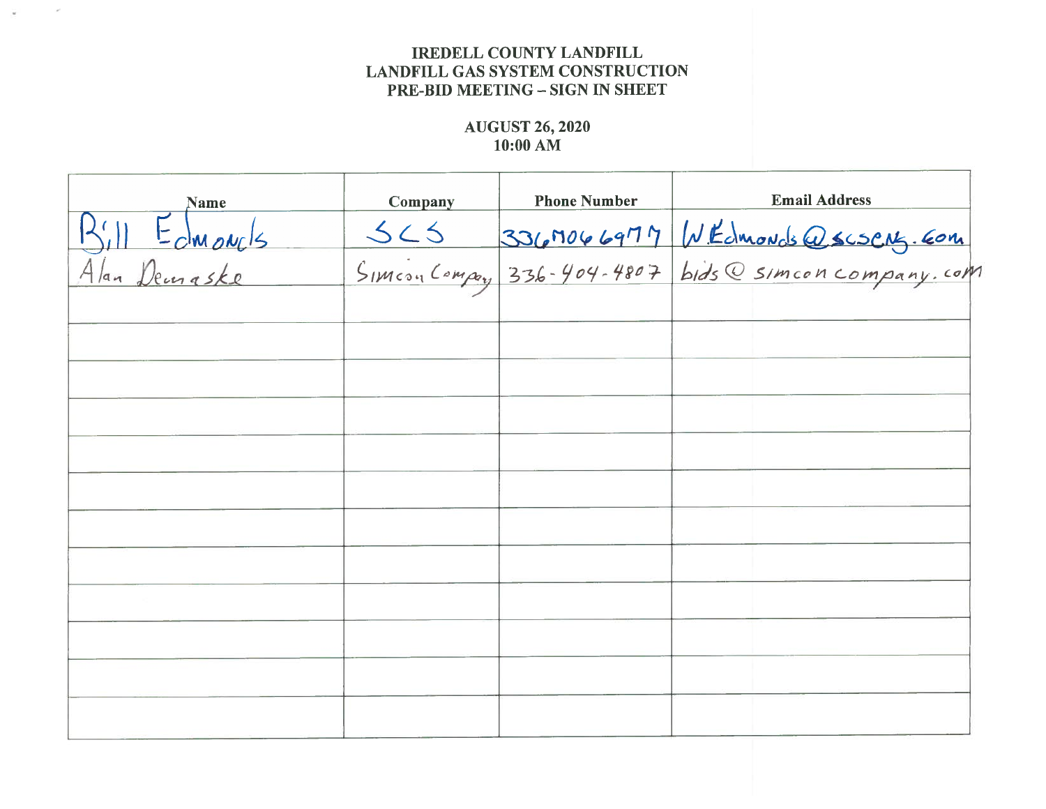**IREDELL COUNTY LANDFILL**
**LANDFILL GAS SYSTEM CONSTRUCTION**
**PRE-BID MEETING – SIGN IN SHEET**

**AUGUST 26, 2020**
**10:00 AM**

| Name | Company | Phone Number | Email Address |
|---|---|---|---|
| Bill Edmonds | SCS | 3366406977 | WEdmonds@scseng.com |
| Alan Demaske | Simcon Company | 336-404-4807 | bids@simconcompany.com |
| | | | |
| | | | |
| | | | |
| | | | |
| | | | |
| | | | |
| | | | |
| | | | |
| | | | |
| | | | |
| | | | |
| | | | |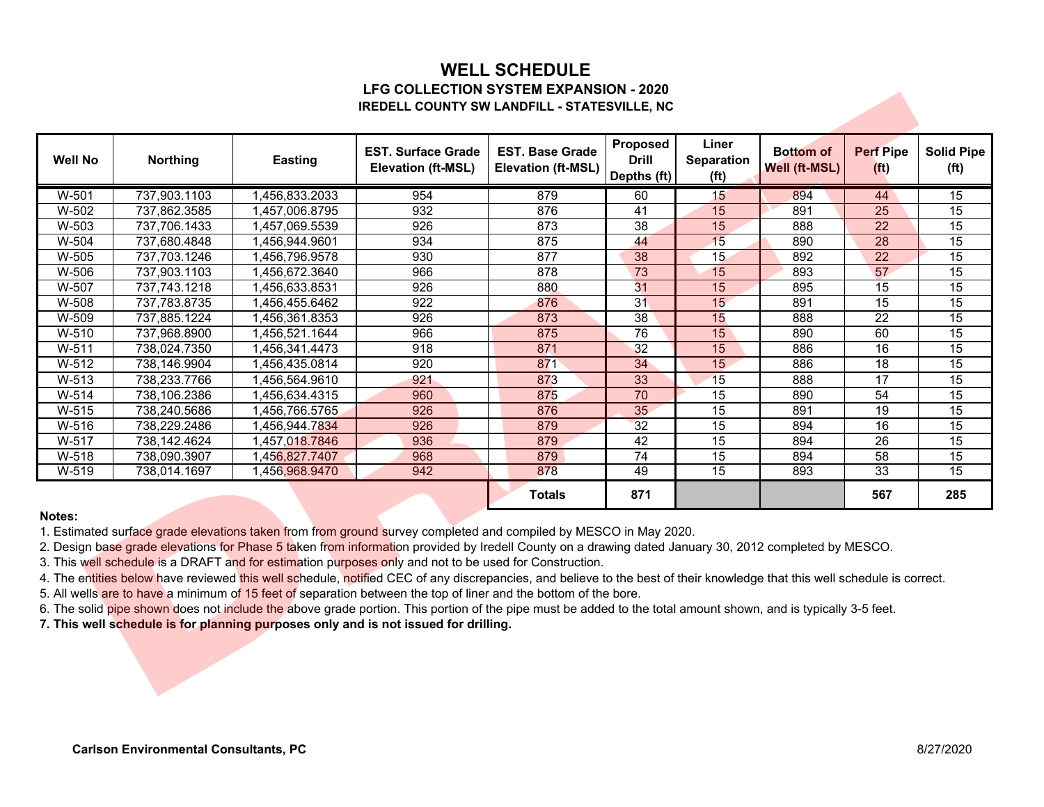# WELL SCHEDULE

### LFG COLLECTION SYSTEM EXPANSION - 2020

### IREDELL COUNTY SW LANDFILL - STATESVILLE, NC

| Well No | Northing | Easting | EST. Surface Grade Elevation (ft-MSL) | EST. Base Grade Elevation (ft-MSL) | Proposed Drill Depths (ft) | Liner Separation (ft) | Bottom of Well (ft-MSL) | Perf Pipe (ft) | Solid Pipe (ft) |
|---|---|---|---|---|---|---|---|---|---|
| W-501 | 737,903.1103 | 1,456,833.2033 | 954 | 879 | 60 | 15 | 894 | 44 | 15 |
| W-502 | 737,862.3585 | 1,457,006.8795 | 932 | 876 | 41 | 15 | 891 | 25 | 15 |
| W-503 | 737,706.1433 | 1,457,069.5539 | 926 | 873 | 38 | 15 | 888 | 22 | 15 |
| W-504 | 737,680.4848 | 1,456,944.9601 | 934 | 875 | 44 | 15 | 890 | 28 | 15 |
| W-505 | 737,703.1246 | 1,456,796.9578 | 930 | 877 | 38 | 15 | 892 | 22 | 15 |
| W-506 | 737,903.1103 | 1,456,672.3640 | 966 | 878 | 73 | 15 | 893 | 57 | 15 |
| W-507 | 737,743.1218 | 1,456,633.8531 | 926 | 880 | 31 | 15 | 895 | 15 | 15 |
| W-508 | 737,783.8735 | 1,456,455.6462 | 922 | 876 | 31 | 15 | 891 | 15 | 15 |
| W-509 | 737,885.1224 | 1,456,361.8353 | 926 | 873 | 38 | 15 | 888 | 22 | 15 |
| W-510 | 737,968.8900 | 1,456,521.1644 | 966 | 875 | 76 | 15 | 890 | 60 | 15 |
| W-511 | 738,024.7350 | 1,456,341.4473 | 918 | 871 | 32 | 15 | 886 | 16 | 15 |
| W-512 | 738,146.9904 | 1,456,435.0814 | 920 | 871 | 34 | 15 | 886 | 18 | 15 |
| W-513 | 738,233.7766 | 1,456,564.9610 | 921 | 873 | 33 | 15 | 888 | 17 | 15 |
| W-514 | 738,106.2386 | 1,456,634.4315 | 960 | 875 | 70 | 15 | 890 | 54 | 15 |
| W-515 | 738,240.5686 | 1,456,766.5765 | 926 | 876 | 35 | 15 | 891 | 19 | 15 |
| W-516 | 738,229.2486 | 1,456,944.7834 | 926 | 879 | 32 | 15 | 894 | 16 | 15 |
| W-517 | 738,142.4624 | 1,457,018.7846 | 936 | 879 | 42 | 15 | 894 | 26 | 15 |
| W-518 | 738,090.3907 | 1,456,827.7407 | 968 | 879 | 74 | 15 | 894 | 58 | 15 |
| W-519 | 738,014.1697 | 1,456,968.9470 | 942 | 878 | 49 | 15 | 893 | 33 | 15 |
| | | | | **Totals** | **871** | | | **567** | **285** |

**Notes:**

1. Estimated surface grade elevations taken from from ground survey completed and compiled by MESCO in May 2020.
2. Design base grade elevations for Phase 5 taken from information provided by Iredell County on a drawing dated January 30, 2012 completed by MESCO.
3. This well schedule is a DRAFT and for estimation purposes only and not to be used for Construction.
4. The entities below have reviewed this well schedule, notified CEC of any discrepancies, and believe to the best of their knowledge that this well schedule is correct.
5. All wells are to have a minimum of 15 feet of separation between the top of liner and the bottom of the bore.
6. The solid pipe shown does not include the above grade portion. This portion of the pipe must be added to the total amount shown, and is typically 3-5 feet.
7. **This well schedule is for planning purposes only and is not issued for drilling.**

**Carlson Environmental Consultants, PC**

8/27/2020